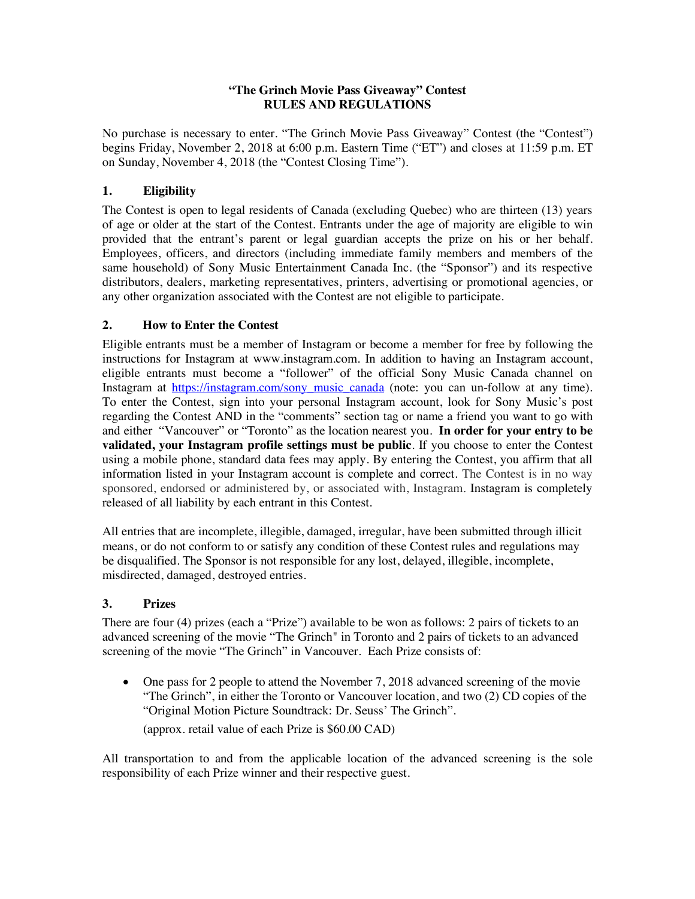**"The Grinch Movie Pass Giveaway" Contest**
**RULES AND REGULATIONS**

No purchase is necessary to enter. "The Grinch Movie Pass Giveaway" Contest (the "Contest") begins Friday, November 2, 2018 at 6:00 p.m. Eastern Time ("ET") and closes at 11:59 p.m. ET on Sunday, November 4, 2018 (the "Contest Closing Time").

## 1. Eligibility

The Contest is open to legal residents of Canada (excluding Quebec) who are thirteen (13) years of age or older at the start of the Contest. Entrants under the age of majority are eligible to win provided that the entrant's parent or legal guardian accepts the prize on his or her behalf. Employees, officers, and directors (including immediate family members and members of the same household) of Sony Music Entertainment Canada Inc. (the "Sponsor") and its respective distributors, dealers, marketing representatives, printers, advertising or promotional agencies, or any other organization associated with the Contest are not eligible to participate.

## 2. How to Enter the Contest

Eligible entrants must be a member of Instagram or become a member for free by following the instructions for Instagram at www.instagram.com. In addition to having an Instagram account, eligible entrants must become a "follower" of the official Sony Music Canada channel on Instagram at https://instagram.com/sony_music_canada (note: you can un-follow at any time). To enter the Contest, sign into your personal Instagram account, look for Sony Music's post regarding the Contest AND in the "comments" section tag or name a friend you want to go with and either "Vancouver" or "Toronto" as the location nearest you. **In order for your entry to be validated, your Instagram profile settings must be public**. If you choose to enter the Contest using a mobile phone, standard data fees may apply. By entering the Contest, you affirm that all information listed in your Instagram account is complete and correct. The Contest is in no way sponsored, endorsed or administered by, or associated with, Instagram. Instagram is completely released of all liability by each entrant in this Contest.

All entries that are incomplete, illegible, damaged, irregular, have been submitted through illicit means, or do not conform to or satisfy any condition of these Contest rules and regulations may be disqualified. The Sponsor is not responsible for any lost, delayed, illegible, incomplete, misdirected, damaged, destroyed entries.

## 3. Prizes

There are four (4) prizes (each a "Prize") available to be won as follows: 2 pairs of tickets to an advanced screening of the movie "The Grinch" in Toronto and 2 pairs of tickets to an advanced screening of the movie "The Grinch" in Vancouver. Each Prize consists of:

- One pass for 2 people to attend the November 7, 2018 advanced screening of the movie "The Grinch", in either the Toronto or Vancouver location, and two (2) CD copies of the "Original Motion Picture Soundtrack: Dr. Seuss' The Grinch".

  (approx. retail value of each Prize is $60.00 CAD)

All transportation to and from the applicable location of the advanced screening is the sole responsibility of each Prize winner and their respective guest.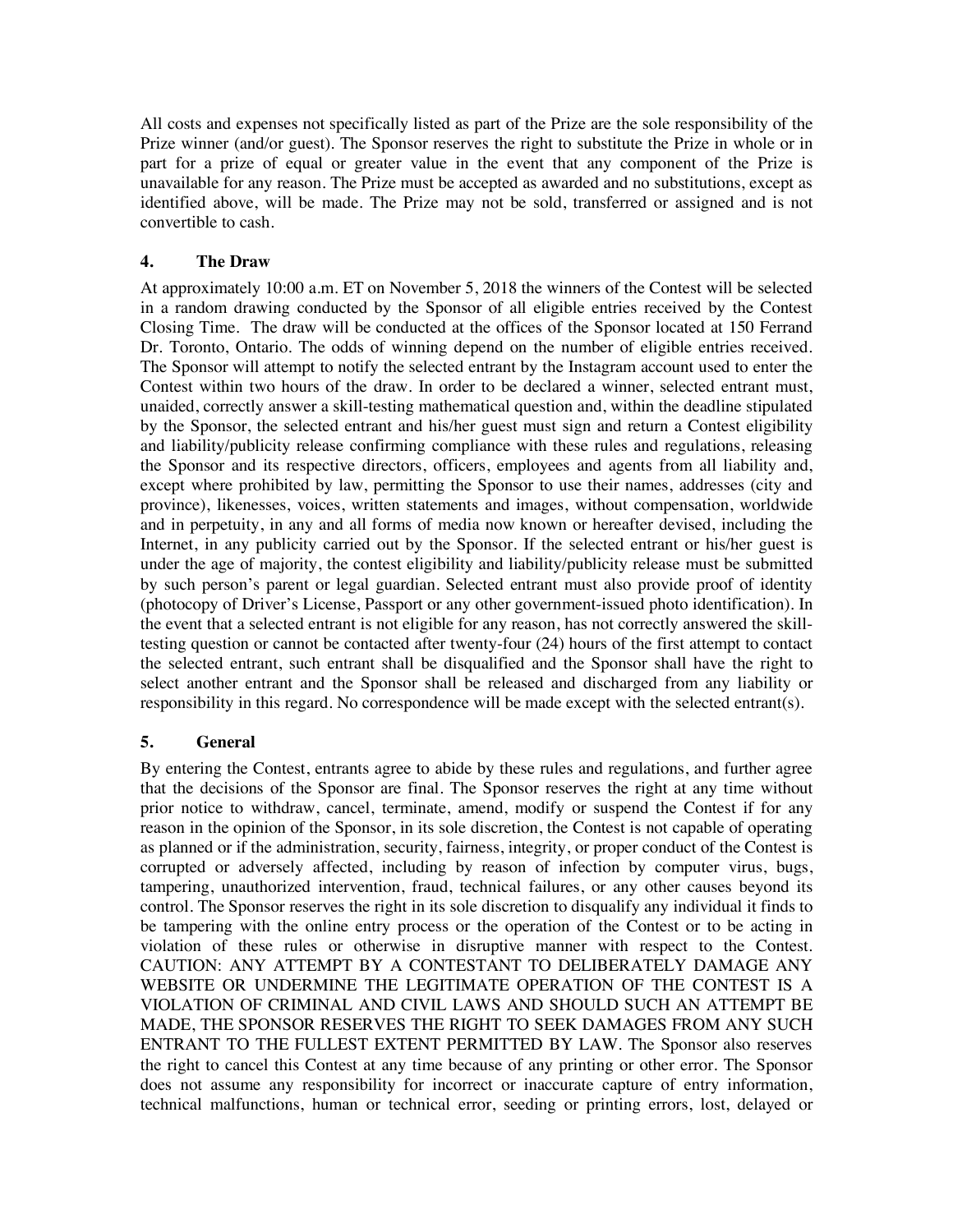All costs and expenses not specifically listed as part of the Prize are the sole responsibility of the Prize winner (and/or guest). The Sponsor reserves the right to substitute the Prize in whole or in part for a prize of equal or greater value in the event that any component of the Prize is unavailable for any reason. The Prize must be accepted as awarded and no substitutions, except as identified above, will be made. The Prize may not be sold, transferred or assigned and is not convertible to cash.

## 4. The Draw

At approximately 10:00 a.m. ET on November 5, 2018 the winners of the Contest will be selected in a random drawing conducted by the Sponsor of all eligible entries received by the Contest Closing Time. The draw will be conducted at the offices of the Sponsor located at 150 Ferrand Dr. Toronto, Ontario. The odds of winning depend on the number of eligible entries received. The Sponsor will attempt to notify the selected entrant by the Instagram account used to enter the Contest within two hours of the draw. In order to be declared a winner, selected entrant must, unaided, correctly answer a skill-testing mathematical question and, within the deadline stipulated by the Sponsor, the selected entrant and his/her guest must sign and return a Contest eligibility and liability/publicity release confirming compliance with these rules and regulations, releasing the Sponsor and its respective directors, officers, employees and agents from all liability and, except where prohibited by law, permitting the Sponsor to use their names, addresses (city and province), likenesses, voices, written statements and images, without compensation, worldwide and in perpetuity, in any and all forms of media now known or hereafter devised, including the Internet, in any publicity carried out by the Sponsor. If the selected entrant or his/her guest is under the age of majority, the contest eligibility and liability/publicity release must be submitted by such person's parent or legal guardian. Selected entrant must also provide proof of identity (photocopy of Driver's License, Passport or any other government-issued photo identification). In the event that a selected entrant is not eligible for any reason, has not correctly answered the skill-testing question or cannot be contacted after twenty-four (24) hours of the first attempt to contact the selected entrant, such entrant shall be disqualified and the Sponsor shall have the right to select another entrant and the Sponsor shall be released and discharged from any liability or responsibility in this regard. No correspondence will be made except with the selected entrant(s).

## 5. General

By entering the Contest, entrants agree to abide by these rules and regulations, and further agree that the decisions of the Sponsor are final. The Sponsor reserves the right at any time without prior notice to withdraw, cancel, terminate, amend, modify or suspend the Contest if for any reason in the opinion of the Sponsor, in its sole discretion, the Contest is not capable of operating as planned or if the administration, security, fairness, integrity, or proper conduct of the Contest is corrupted or adversely affected, including by reason of infection by computer virus, bugs, tampering, unauthorized intervention, fraud, technical failures, or any other causes beyond its control. The Sponsor reserves the right in its sole discretion to disqualify any individual it finds to be tampering with the online entry process or the operation of the Contest or to be acting in violation of these rules or otherwise in disruptive manner with respect to the Contest. CAUTION: ANY ATTEMPT BY A CONTESTANT TO DELIBERATELY DAMAGE ANY WEBSITE OR UNDERMINE THE LEGITIMATE OPERATION OF THE CONTEST IS A VIOLATION OF CRIMINAL AND CIVIL LAWS AND SHOULD SUCH AN ATTEMPT BE MADE, THE SPONSOR RESERVES THE RIGHT TO SEEK DAMAGES FROM ANY SUCH ENTRANT TO THE FULLEST EXTENT PERMITTED BY LAW. The Sponsor also reserves the right to cancel this Contest at any time because of any printing or other error. The Sponsor does not assume any responsibility for incorrect or inaccurate capture of entry information, technical malfunctions, human or technical error, seeding or printing errors, lost, delayed or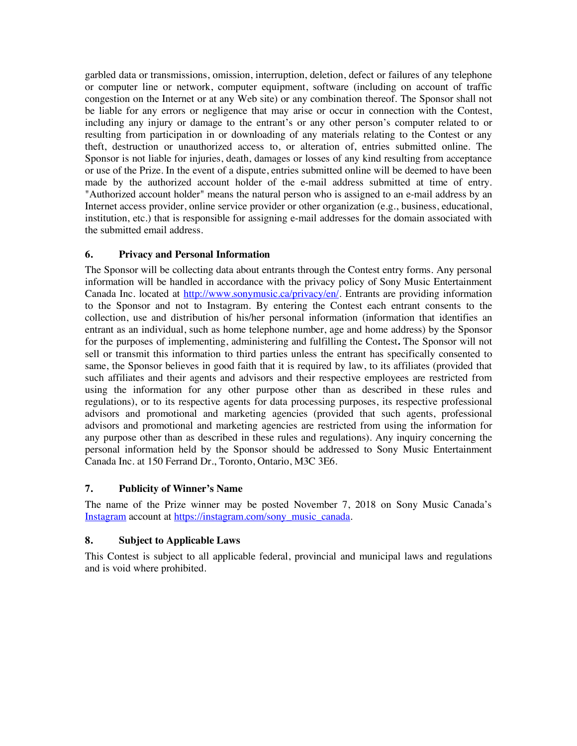garbled data or transmissions, omission, interruption, deletion, defect or failures of any telephone or computer line or network, computer equipment, software (including on account of traffic congestion on the Internet or at any Web site) or any combination thereof. The Sponsor shall not be liable for any errors or negligence that may arise or occur in connection with the Contest, including any injury or damage to the entrant's or any other person's computer related to or resulting from participation in or downloading of any materials relating to the Contest or any theft, destruction or unauthorized access to, or alteration of, entries submitted online. The Sponsor is not liable for injuries, death, damages or losses of any kind resulting from acceptance or use of the Prize. In the event of a dispute, entries submitted online will be deemed to have been made by the authorized account holder of the e-mail address submitted at time of entry. "Authorized account holder" means the natural person who is assigned to an e-mail address by an Internet access provider, online service provider or other organization (e.g., business, educational, institution, etc.) that is responsible for assigning e-mail addresses for the domain associated with the submitted email address.

### 6. Privacy and Personal Information

The Sponsor will be collecting data about entrants through the Contest entry forms. Any personal information will be handled in accordance with the privacy policy of Sony Music Entertainment Canada Inc. located at [http://www.sonymusic.ca/privacy/en/](http://www.sonymusic.ca/privacy/en/). Entrants are providing information to the Sponsor and not to Instagram. By entering the Contest each entrant consents to the collection, use and distribution of his/her personal information (information that identifies an entrant as an individual, such as home telephone number, age and home address) by the Sponsor for the purposes of implementing, administering and fulfilling the Contest**.** The Sponsor will not sell or transmit this information to third parties unless the entrant has specifically consented to same, the Sponsor believes in good faith that it is required by law, to its affiliates (provided that such affiliates and their agents and advisors and their respective employees are restricted from using the information for any other purpose other than as described in these rules and regulations), or to its respective agents for data processing purposes, its respective professional advisors and promotional and marketing agencies (provided that such agents, professional advisors and promotional and marketing agencies are restricted from using the information for any purpose other than as described in these rules and regulations). Any inquiry concerning the personal information held by the Sponsor should be addressed to Sony Music Entertainment Canada Inc. at 150 Ferrand Dr., Toronto, Ontario, M3C 3E6.

### 7. Publicity of Winner's Name

The name of the Prize winner may be posted November 7, 2018 on Sony Music Canada's [Instagram](https://instagram.com/sony_music_canada) account at [https://instagram.com/sony_music_canada](https://instagram.com/sony_music_canada).

### 8. Subject to Applicable Laws

This Contest is subject to all applicable federal, provincial and municipal laws and regulations and is void where prohibited.